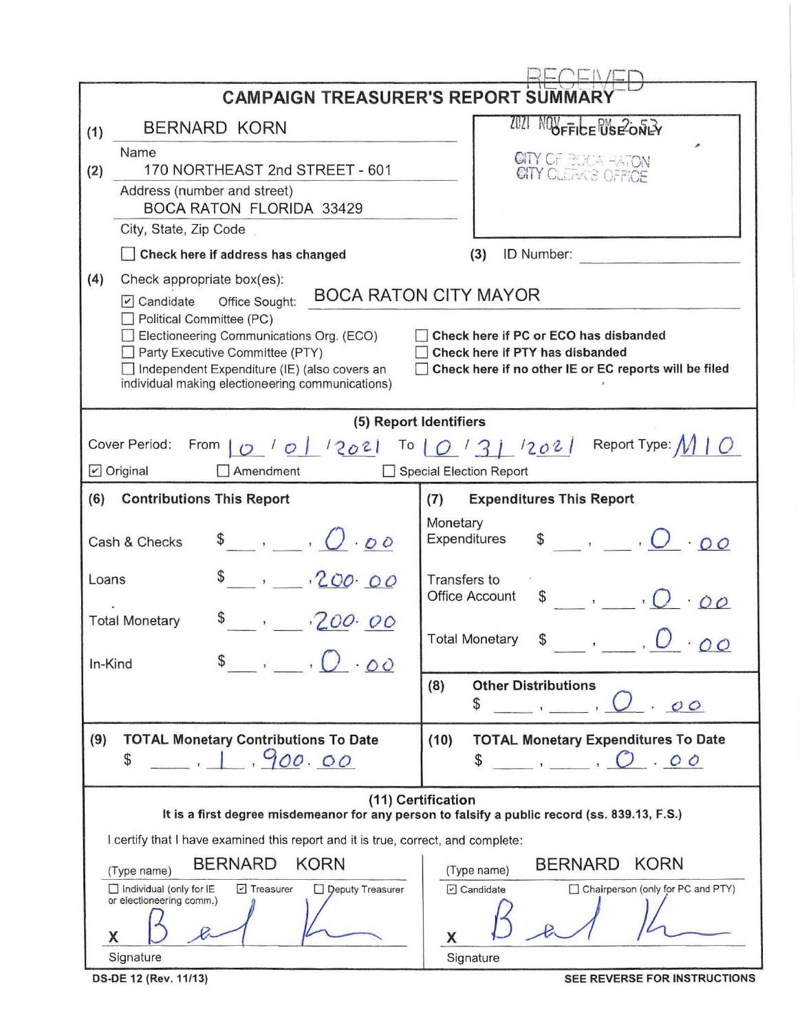# CAMPAIGN TREASURER'S REPORT SUMMARY

RECEIVED
2021 NOV -1 PM 2:53
OFFICE USE ONLY
CITY OF BOCA RATON
CITY CLERK'S OFFICE

(1) BERNARD KORN
Name

(2) 170 NORTHEAST 2nd STREET - 601
Address (number and street)
BOCA RATON FLORIDA 33429
City, State, Zip Code

☐ **Check here if address has changed**

(3) ID Number: ______

(4) Check appropriate box(es):

☑ Candidate Office Sought: BOCA RATON CITY MAYOR
☐ Political Committee (PC)
☐ Electioneering Communications Org. (ECO)
☐ Party Executive Committee (PTY)
☐ Independent Expenditure (IE) (also covers an individual making electioneering communications)

☐ **Check here if PC or ECO has disbanded**
☐ **Check here if PTY has disbanded**
☐ **Check here if no other IE or EC reports will be filed**

## (5) Report Identifiers

Cover Period: From 10 / 01 / 2021 To 10 / 31 / 2021 Report Type: M10

☑ Original ☐ Amendment ☐ Special Election Report

| (6) Contributions This Report | | (7) Expenditures This Report | |
|---|---|---|---|
| Cash & Checks | $ 0.00 | Monetary Expenditures | $ 0.00 |
| Loans | $ 200.00 | Transfers to Office Account | $ 0.00 |
| Total Monetary | $ 200.00 | Total Monetary | $ 0.00 |
| In-Kind | $ 0.00 | (8) Other Distributions | $ 0.00 |
| (9) TOTAL Monetary Contributions To Date | $ 1,900.00 | (10) TOTAL Monetary Expenditures To Date | $ 0.00 |

## (11) Certification

**It is a first degree misdemeanor for any person to falsify a public record (ss. 839.13, F.S.)**

I certify that I have examined this report and it is true, correct, and complete:

(Type name) BERNARD KORN
☐ Individual (only for IE or electioneering comm.) ☑ Treasurer ☐ Deputy Treasurer
X [signature]
Signature

(Type name) BERNARD KORN
☑ Candidate ☐ Chairperson (only for PC and PTY)
X [signature]
Signature

DS-DE 12 (Rev. 11/13) SEE REVERSE FOR INSTRUCTIONS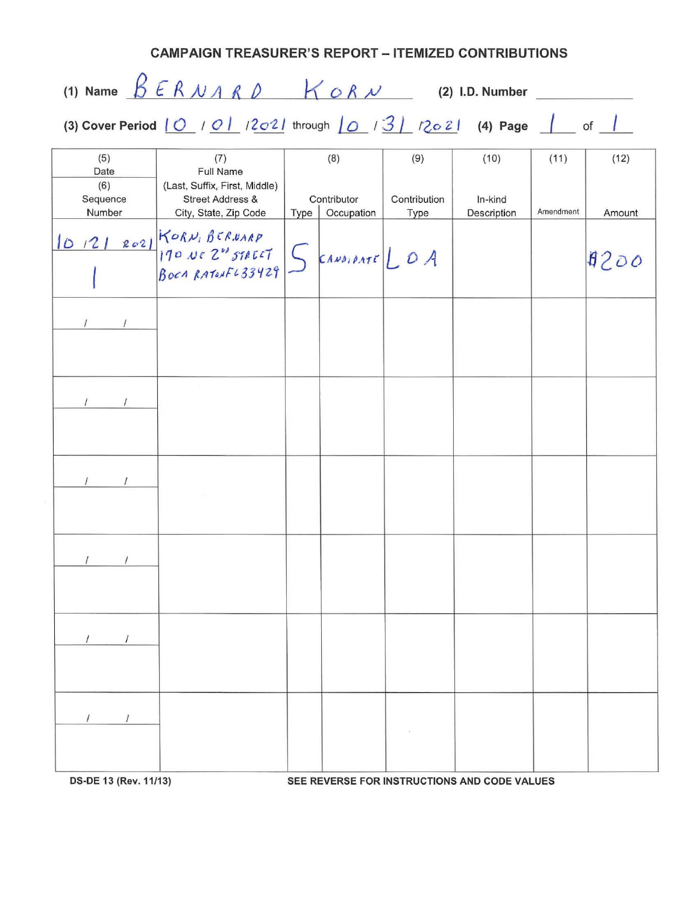## CAMPAIGN TREASURER'S REPORT – ITEMIZED CONTRIBUTIONS

**(1) Name** BERNARD KORN **(2) I.D. Number** ____________

**(3) Cover Period** 10 / 01 / 2021 through 10 / 31 / 2021 **(4) Page** 1 of 1

| (5) Date / (6) Sequence Number | (7) Full Name (Last, Suffix, First, Middle) Street Address & City, State, Zip Code | (8) Contributor Type | Occupation | (9) Contribution Type | (10) In-kind Description | (11) Amendment | (12) Amount |
|---|---|---|---|---|---|---|---|
| 10 / 21 / 2021<br>1 | KORN, BERNARD<br>170 NE 2nd STREET<br>BOCA RATON FL 33429 | S | CANDIDATE | LOA | | | $200 |
| / / | | | | | | | |
| / / | | | | | | | |
| / / | | | | | | | |
| / / | | | | | | | |
| / / | | | | | | | |
| / / | | | | | | | |

DS-DE 13 (Rev. 11/13) SEE REVERSE FOR INSTRUCTIONS AND CODE VALUES